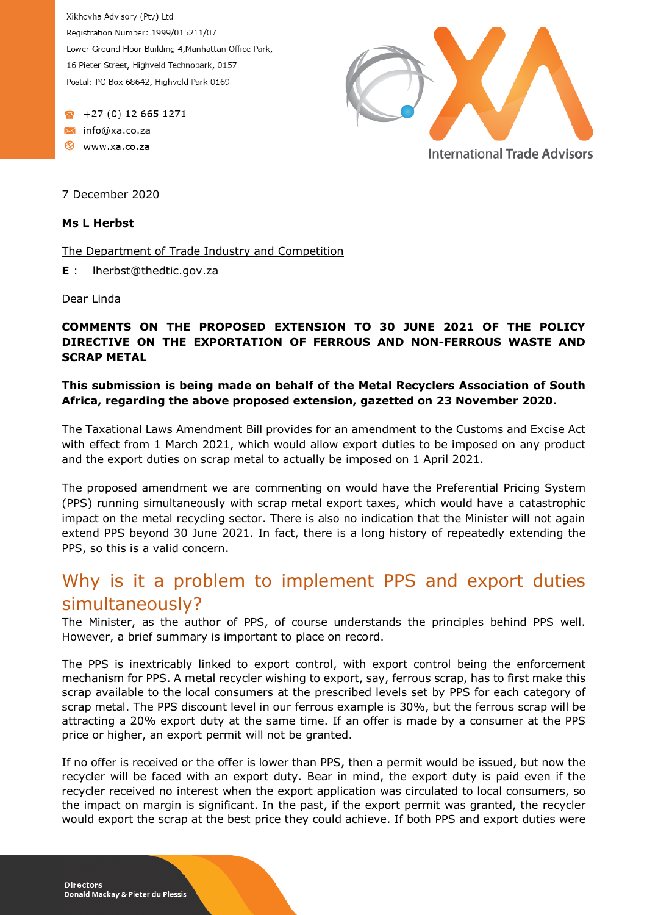Xikhovha Advisory (Pty) Ltd
Registration Number: 1999/015211/07
Lower Ground Floor Building 4,Manhattan Office Park,
16 Pieter Street, Highveld Technopark, 0157
Postal: PO Box 68642, Highveld Park 0169

+27 (0) 12 665 1271
info@xa.co.za
www.xa.co.za

International Trade Advisors

7 December 2020

**Ms L Herbst**

The Department of Trade Industry and Competition

**E** : lherbst@thedtic.gov.za

Dear Linda

**COMMENTS ON THE PROPOSED EXTENSION TO 30 JUNE 2021 OF THE POLICY DIRECTIVE ON THE EXPORTATION OF FERROUS AND NON-FERROUS WASTE AND SCRAP METAL**

**This submission is being made on behalf of the Metal Recyclers Association of South Africa, regarding the above proposed extension, gazetted on 23 November 2020.**

The Taxational Laws Amendment Bill provides for an amendment to the Customs and Excise Act with effect from 1 March 2021, which would allow export duties to be imposed on any product and the export duties on scrap metal to actually be imposed on 1 April 2021.

The proposed amendment we are commenting on would have the Preferential Pricing System (PPS) running simultaneously with scrap metal export taxes, which would have a catastrophic impact on the metal recycling sector. There is also no indication that the Minister will not again extend PPS beyond 30 June 2021. In fact, there is a long history of repeatedly extending the PPS, so this is a valid concern.

## Why is it a problem to implement PPS and export duties simultaneously?

The Minister, as the author of PPS, of course understands the principles behind PPS well. However, a brief summary is important to place on record.

The PPS is inextricably linked to export control, with export control being the enforcement mechanism for PPS. A metal recycler wishing to export, say, ferrous scrap, has to first make this scrap available to the local consumers at the prescribed levels set by PPS for each category of scrap metal. The PPS discount level in our ferrous example is 30%, but the ferrous scrap will be attracting a 20% export duty at the same time. If an offer is made by a consumer at the PPS price or higher, an export permit will not be granted.

If no offer is received or the offer is lower than PPS, then a permit would be issued, but now the recycler will be faced with an export duty. Bear in mind, the export duty is paid even if the recycler received no interest when the export application was circulated to local consumers, so the impact on margin is significant. In the past, if the export permit was granted, the recycler would export the scrap at the best price they could achieve. If both PPS and export duties were

Directors
Donald Mackay & Pieter du Plessis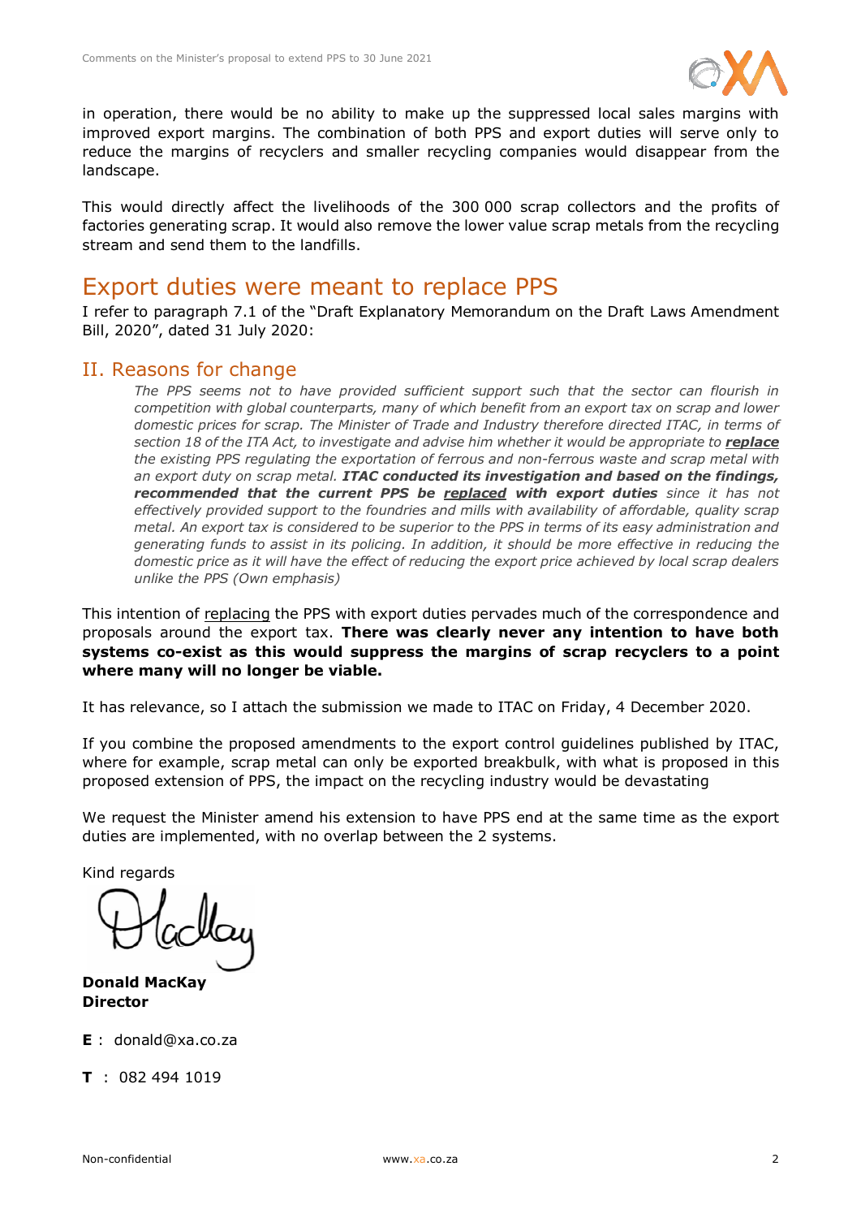in operation, there would be no ability to make up the suppressed local sales margins with improved export margins. The combination of both PPS and export duties will serve only to reduce the margins of recyclers and smaller recycling companies would disappear from the landscape.

This would directly affect the livelihoods of the 300 000 scrap collectors and the profits of factories generating scrap. It would also remove the lower value scrap metals from the recycling stream and send them to the landfills.

## Export duties were meant to replace PPS

I refer to paragraph 7.1 of the "Draft Explanatory Memorandum on the Draft Laws Amendment Bill, 2020", dated 31 July 2020:

### II. Reasons for change

> *The PPS seems not to have provided sufficient support such that the sector can flourish in competition with global counterparts, many of which benefit from an export tax on scrap and lower domestic prices for scrap. The Minister of Trade and Industry therefore directed ITAC, in terms of section 18 of the ITA Act, to investigate and advise him whether it would be appropriate to* ***replace*** *the existing PPS regulating the exportation of ferrous and non-ferrous waste and scrap metal with an export duty on scrap metal.* ***ITAC conducted its investigation and based on the findings, recommended that the current PPS be replaced with export duties*** *since it has not effectively provided support to the foundries and mills with availability of affordable, quality scrap metal. An export tax is considered to be superior to the PPS in terms of its easy administration and generating funds to assist in its policing. In addition, it should be more effective in reducing the domestic price as it will have the effect of reducing the export price achieved by local scrap dealers unlike the PPS (Own emphasis)*

This intention of replacing the PPS with export duties pervades much of the correspondence and proposals around the export tax. **There was clearly never any intention to have both systems co-exist as this would suppress the margins of scrap recyclers to a point where many will no longer be viable.**

It has relevance, so I attach the submission we made to ITAC on Friday, 4 December 2020.

If you combine the proposed amendments to the export control guidelines published by ITAC, where for example, scrap metal can only be exported breakbulk, with what is proposed in this proposed extension of PPS, the impact on the recycling industry would be devastating

We request the Minister amend his extension to have PPS end at the same time as the export duties are implemented, with no overlap between the 2 systems.

Kind regards

**Donald MacKay**
**Director**

**E** : donald@xa.co.za

**T** : 082 494 1019